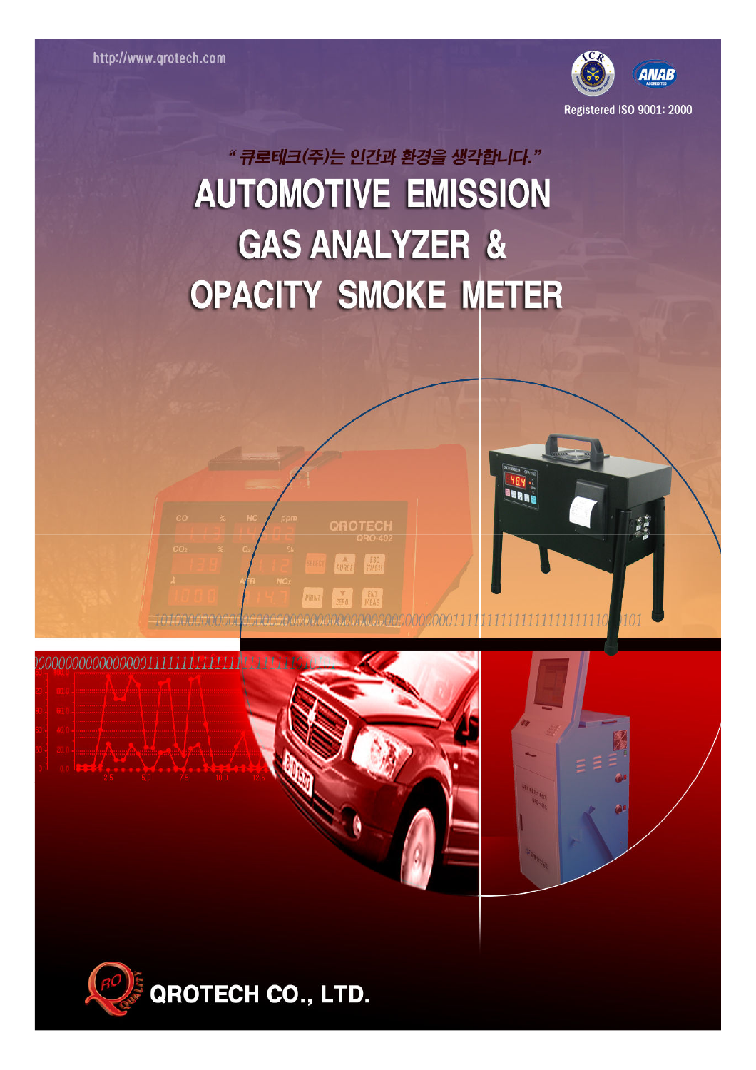http://www.qrotech.com

Registered ISO 9001: 2000

"큐로테크(주)는 인간과 환경을 생각합니다."

# AUTOMOTIVE EMISSION GAS ANALYZER & OPACITY SMOKE METER

**QROTECH CO., LTD.**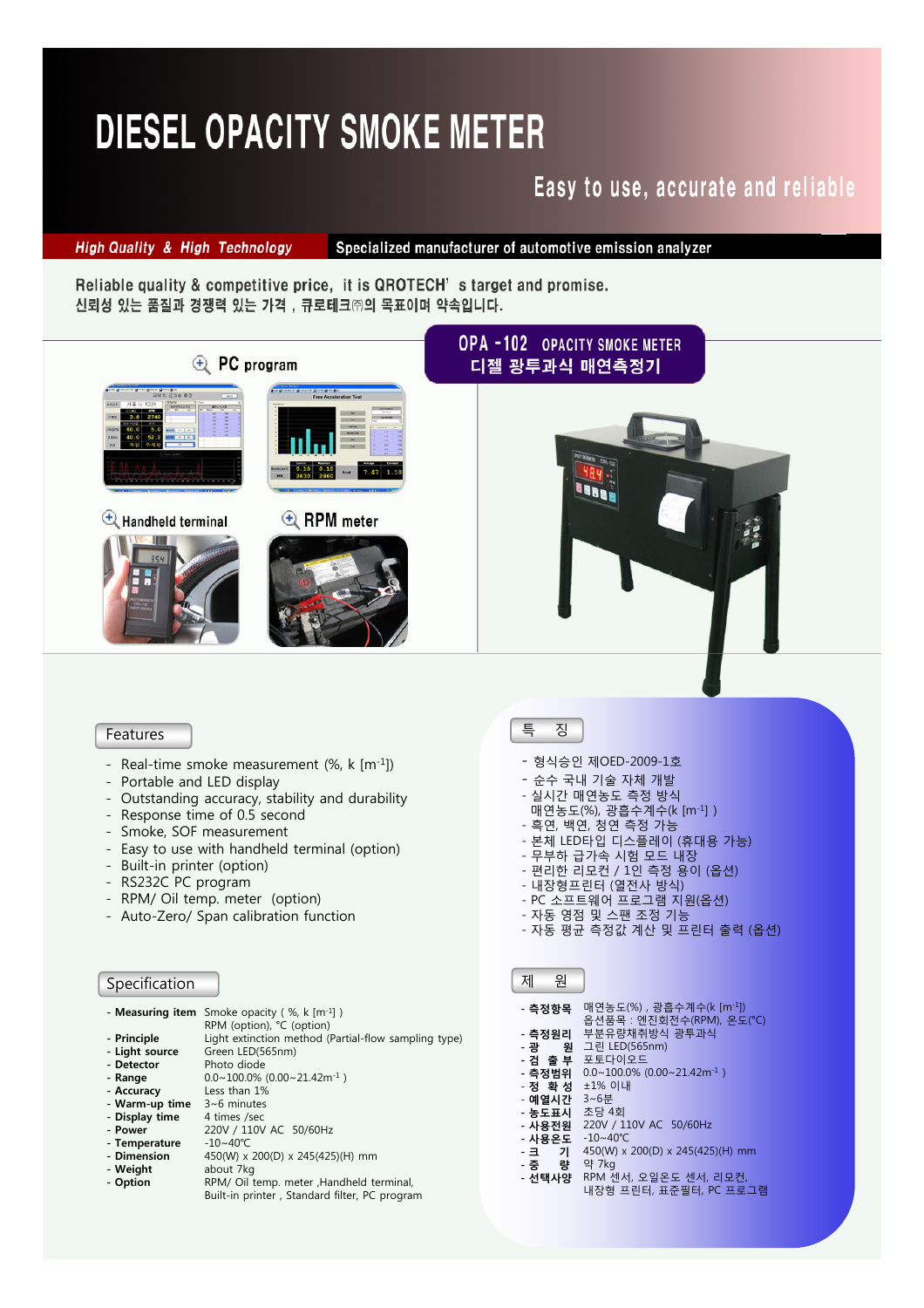# DIESEL OPACITY SMOKE METER

Easy to use, accurate and reliable

*High Quality & High Technology* | Specialized manufacturer of automotive emission analyzer

Reliable quality & competitive price, it is QROTECH's target and promise.
신뢰성 있는 품질과 경쟁력 있는 가격 , 큐로테크㈜의 목표이며 약속입니다.

## OPA -102 OPACITY SMOKE METER
## 디젤 광투과식 매연측정기

PC program

Handheld terminal

RPM meter

## Features

- Real-time smoke measurement (%, k [$m^{-1}$])
- Portable and LED display
- Outstanding accuracy, stability and durability
- Response time of 0.5 second
- Smoke, SOF measurement
- Easy to use with handheld terminal (option)
- Built-in printer (option)
- RS232C PC program
- RPM/ Oil temp. meter (option)
- Auto-Zero/ Span calibration function

## 특 징

- 형식승인 제OED-2009-1호
- 순수 국내 기술 자체 개발
- 실시간 매연농도 측정 방식
  매연농도(%), 광흡수계수(k [$m^{-1}$] )
- 흑연, 백연, 청연 측정 가능
- 본체 LED타입 디스플레이 (휴대용 가능)
- 무부하 급가속 시험 모드 내장
- 편리한 리모컨 / 1인 측정 용이 (옵션)
- 내장형프린터 (열전사 방식)
- PC 소프트웨어 프로그램 지원(옵션)
- 자동 영점 및 스팬 조정 기능
- 자동 평균 측정값 계산 및 프린터 출력 (옵션)

## Specification

- **Measuring item** Smoke opacity ( %, k [$m^{-1}$] )
  RPM (option), ℃ (option)
- **Principle** Light extinction method (Partial-flow sampling type)
- **Light source** Green LED(565nm)
- **Detector** Photo diode
- **Range** 0.0~100.0% (0.00~21.42$m^{-1}$ )
- **Accuracy** Less than 1%
- **Warm-up time** 3~6 minutes
- **Display time** 4 times /sec
- **Power** 220V / 110V AC 50/60Hz
- **Temperature** -10~40℃
- **Dimension** 450(W) x 200(D) x 245(425)(H) mm
- **Weight** about 7kg
- **Option** RPM/ Oil temp. meter ,Handheld terminal,
  Built-in printer , Standard filter, PC program

## 제 원

- **측정항목** 매연농도(%) , 광흡수계수(k [$m^{-1}$])
  옵션품목 : 엔진회전수(RPM), 온도(℃)
- **측정원리** 부분유량채취방식 광투과식
- **광 원** 그린 LED(565nm)
- **검 출 부** 포토다이오드
- **측정범위** 0.0~100.0% (0.00~21.42$m^{-1}$ )
- **정 확 성** ±1% 이내
- **예열시간** 3~6분
- **농도표시** 초당 4회
- **사용전원** 220V / 110V AC 50/60Hz
- **사용온도** -10~40℃
- **크 기** 450(W) x 200(D) x 245(425)(H) mm
- **중 량** 약 7kg
- **선택사양** RPM 센서, 오일온도 센서, 리모컨,
  내장형 프린터, 표준필터, PC 프로그램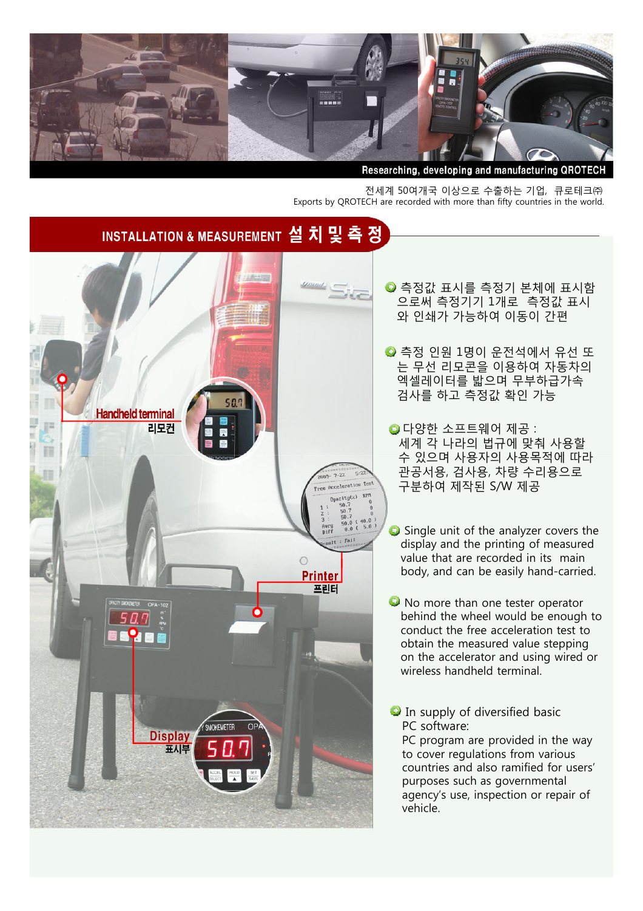Researching, developing and manufacturing QROTECH

전세계 50여개국 이상으로 수출하는 기업, 큐로테크㈜
Exports by QROTECH are recorded with more than fifty countries in the world.

## INSTALLATION & MEASUREMENT 설 치 및 측 정

Handheld terminal
리모컨

Printer
프린터

Display
표시부

- 측정값 표시를 측정기 본체에 표시함으로써 측정기기 1개로 측정값 표시와 인쇄가 가능하여 이동이 간편
- 측정 인원 1명이 운전석에서 유선 또는 무선 리모콘을 이용하여 자동차의 엑셀레이터를 밟으며 무부하급가속 검사를 하고 측정값 확인 가능
- 다양한 소프트웨어 제공 : 세계 각 나라의 법규에 맞춰 사용할 수 있으며 사용자의 사용목적에 따라 관공서용, 검사용, 차량 수리용으로 구분하여 제작된 S/W 제공
- Single unit of the analyzer covers the display and the printing of measured value that are recorded in its main body, and can be easily hand-carried.
- No more than one tester operator behind the wheel would be enough to conduct the free acceleration test to obtain the measured value stepping on the accelerator and using wired or wireless handheld terminal.
- In supply of diversified basic PC software: PC program are provided in the way to cover regulations from various countries and also ramified for users' purposes such as governmental agency's use, inspection or repair of vehicle.